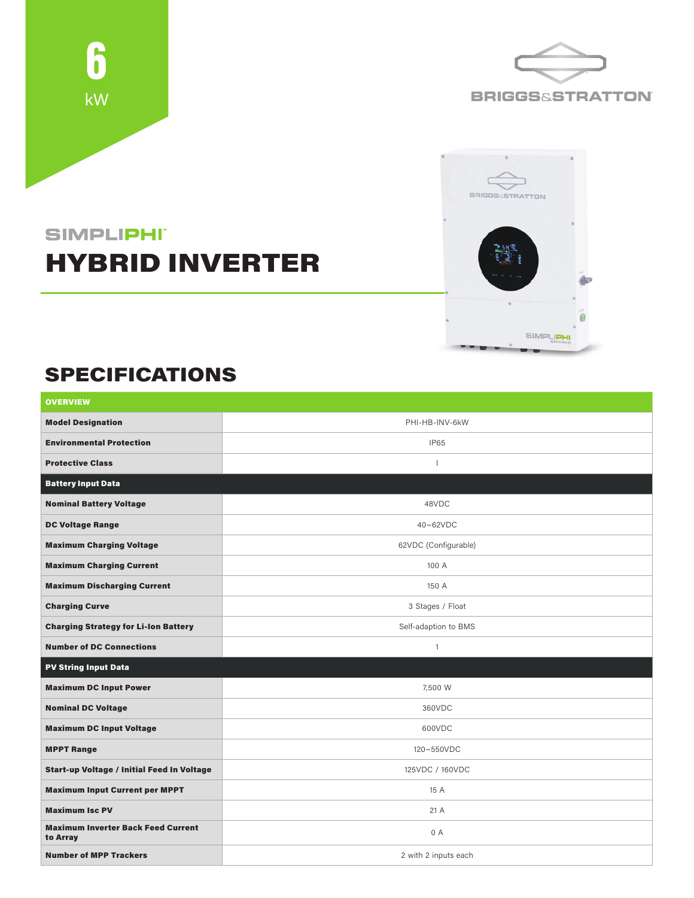6 kW

BRIGGS&STRATTON

## SIMPLIPHI™

# HYBRID INVERTER

## SPECIFICATIONS

| OVERVIEW | |
|---|---|
| **Model Designation** | PHI-HB-INV-6kW |
| **Environmental Protection** | IP65 |
| **Protective Class** | I |
| **Battery Input Data** | |
| **Nominal Battery Voltage** | 48VDC |
| **DC Voltage Range** | 40~62VDC |
| **Maximum Charging Voltage** | 62VDC (Configurable) |
| **Maximum Charging Current** | 100 A |
| **Maximum Discharging Current** | 150 A |
| **Charging Curve** | 3 Stages / Float |
| **Charging Strategy for Li-Ion Battery** | Self-adaption to BMS |
| **Number of DC Connections** | 1 |
| **PV String Input Data** | |
| **Maximum DC Input Power** | 7,500 W |
| **Nominal DC Voltage** | 360VDC |
| **Maximum DC Input Voltage** | 600VDC |
| **MPPT Range** | 120~550VDC |
| **Start-up Voltage / Initial Feed In Voltage** | 125VDC / 160VDC |
| **Maximum Input Current per MPPT** | 15 A |
| **Maximum Isc PV** | 21 A |
| **Maximum Inverter Back Feed Current to Array** | 0 A |
| **Number of MPP Trackers** | 2 with 2 inputs each |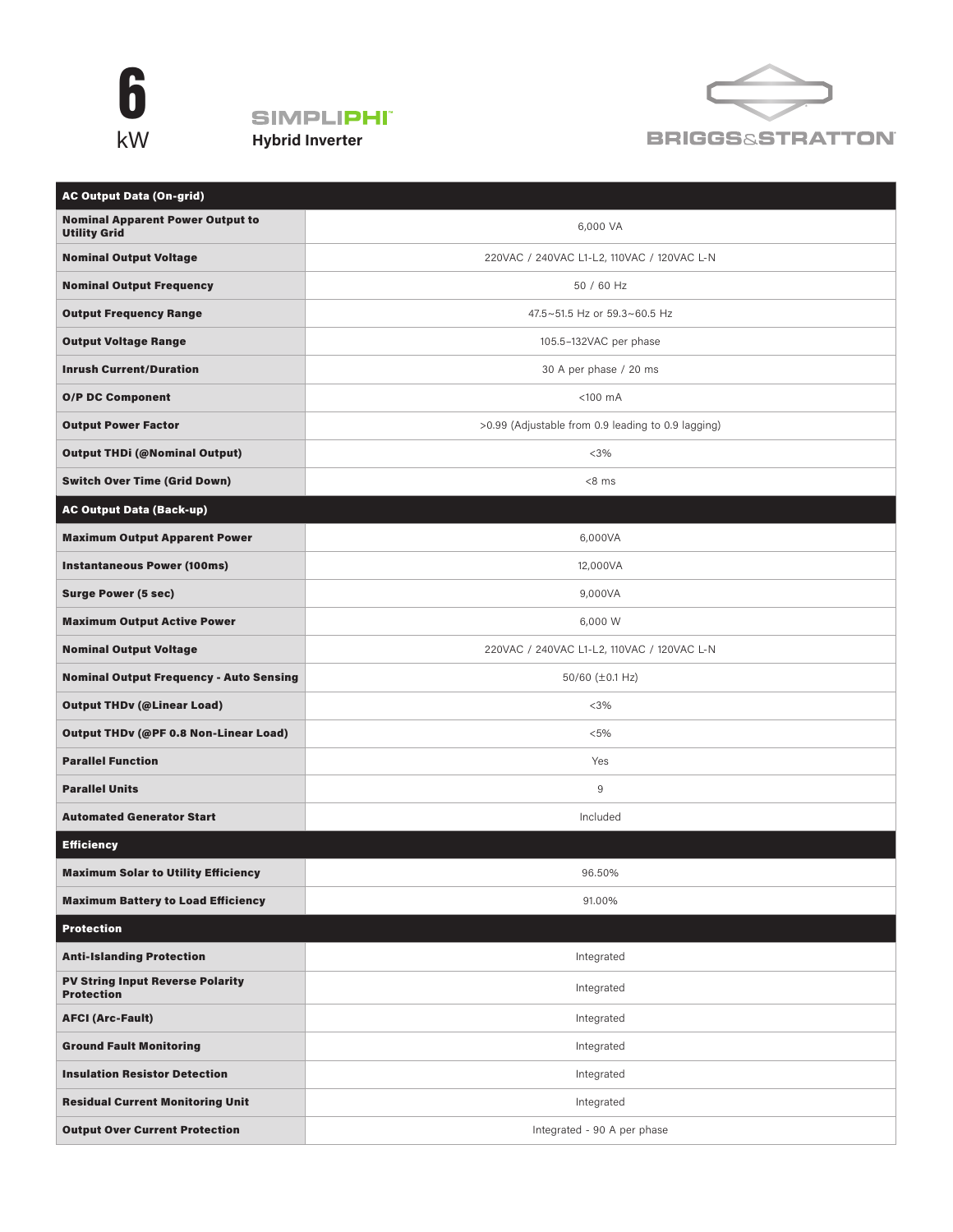# 6 kW

**SIMPLIPHI™ Hybrid Inverter**

BRIGGS & STRATTON

| **AC Output Data (On-grid)** | |
|---|---|
| **Nominal Apparent Power Output to Utility Grid** | 6,000 VA |
| **Nominal Output Voltage** | 220VAC / 240VAC L1-L2, 110VAC / 120VAC L-N |
| **Nominal Output Frequency** | 50 / 60 Hz |
| **Output Frequency Range** | 47.5~51.5 Hz or 59.3~60.5 Hz |
| **Output Voltage Range** | 105.5-132VAC per phase |
| **Inrush Current/Duration** | 30 A per phase / 20 ms |
| **O/P DC Component** | <100 mA |
| **Output Power Factor** | >0.99 (Adjustable from 0.9 leading to 0.9 lagging) |
| **Output THDi (@Nominal Output)** | <3% |
| **Switch Over Time (Grid Down)** | <8 ms |
| **AC Output Data (Back-up)** | |
| **Maximum Output Apparent Power** | 6,000VA |
| **Instantaneous Power (100ms)** | 12,000VA |
| **Surge Power (5 sec)** | 9,000VA |
| **Maximum Output Active Power** | 6,000 W |
| **Nominal Output Voltage** | 220VAC / 240VAC L1-L2, 110VAC / 120VAC L-N |
| **Nominal Output Frequency - Auto Sensing** | 50/60 (±0.1 Hz) |
| **Output THDv (@Linear Load)** | <3% |
| **Output THDv (@PF 0.8 Non-Linear Load)** | <5% |
| **Parallel Function** | Yes |
| **Parallel Units** | 9 |
| **Automated Generator Start** | Included |
| **Efficiency** | |
| **Maximum Solar to Utility Efficiency** | 96.50% |
| **Maximum Battery to Load Efficiency** | 91.00% |
| **Protection** | |
| **Anti-Islanding Protection** | Integrated |
| **PV String Input Reverse Polarity Protection** | Integrated |
| **AFCI (Arc-Fault)** | Integrated |
| **Ground Fault Monitoring** | Integrated |
| **Insulation Resistor Detection** | Integrated |
| **Residual Current Monitoring Unit** | Integrated |
| **Output Over Current Protection** | Integrated - 90 A per phase |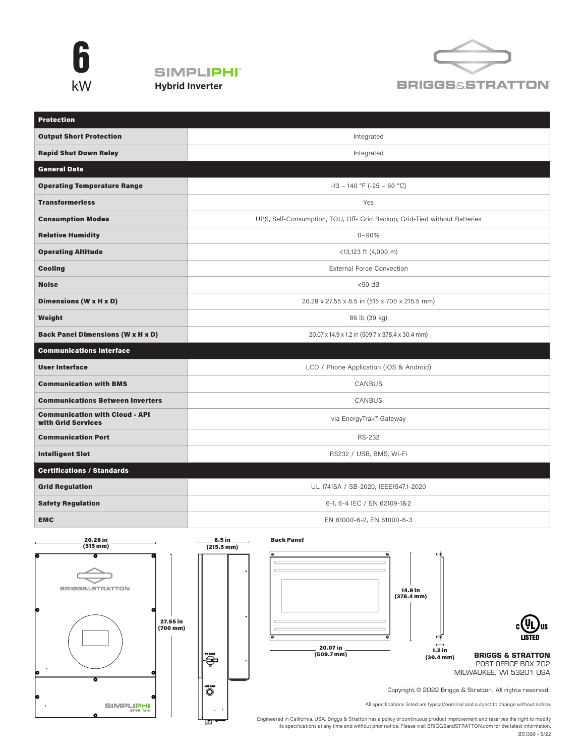# 6 kW

## SIMPLIPHI™ Hybrid Inverter

BRIGGS & STRATTON

| | |
|---|---|
| **Protection** | |
| **Output Short Protection** | Integrated |
| **Rapid Shut Down Relay** | Integrated |
| **General Data** | |
| **Operating Temperature Range** | -13 – 140 °F (-25 – 60 °C) |
| **Transformerless** | Yes |
| **Consumption Modes** | UPS, Self-Consumption, TOU, Off- Grid Backup, Grid-Tied without Batteries |
| **Relative Humidity** | 0~90% |
| **Operating Altitude** | <13,123 ft (4,000 m) |
| **Cooling** | External Force Convection |
| **Noise** | <50 dB |
| **Dimensions (W x H x D)** | 20.28 x 27.55 x 8.5 in (515 x 700 x 215.5 mm) |
| **Weight** | 86 lb (39 kg) |
| **Back Panel Dimensions (W x H x D)** | 20.07 x 14.9 x 1.2 in (509.7 x 378.4 x 30.4 mm) |
| **Communications Interface** | |
| **User Interface** | LCD / Phone Application (iOS & Android) |
| **Communication with BMS** | CANBUS |
| **Communications Between Inverters** | CANBUS |
| **Communication with Cloud - API with Grid Services** | via EnergyTrak™ Gateway |
| **Communication Port** | RS-232 |
| **Intelligent Slot** | RS232 / USB, BMS, Wi-Fi |
| **Certifications / Standards** | |
| **Grid Regulation** | UL 1741SA / SB-2020, IEEE1547.1-2020 |
| **Safety Regulation** | 6-1, 6-4 IEC / EN 62109-1&2 |
| **EMC** | EN 61000-6-2, EN 61000-6-3 |

20.28 in (515 mm)

27.55 in (700 mm)

8.5 in (215.5 mm)

**Back Panel**

20.07 in (509.7 mm)

14.9 in (378.4 mm)

1.2 in (30.4 mm)

c UL us LISTED

**BRIGGS & STRATTON**
POST OFFICE BOX 702
MILWAUKEE, WI 53201 USA

Copyright © 2022 Briggs & Stratton. All rights reserved.

All specifications listed are typical/nominal and subject to change without notice.

Engineered in California, USA. Briggs & Stratton has a policy of continuous product improvement and reserves the right to modify its specifications at any time and without prior notice. Please visit BRIGGSandSTRATTON.com for the latest information.

BS1389 - 5/22